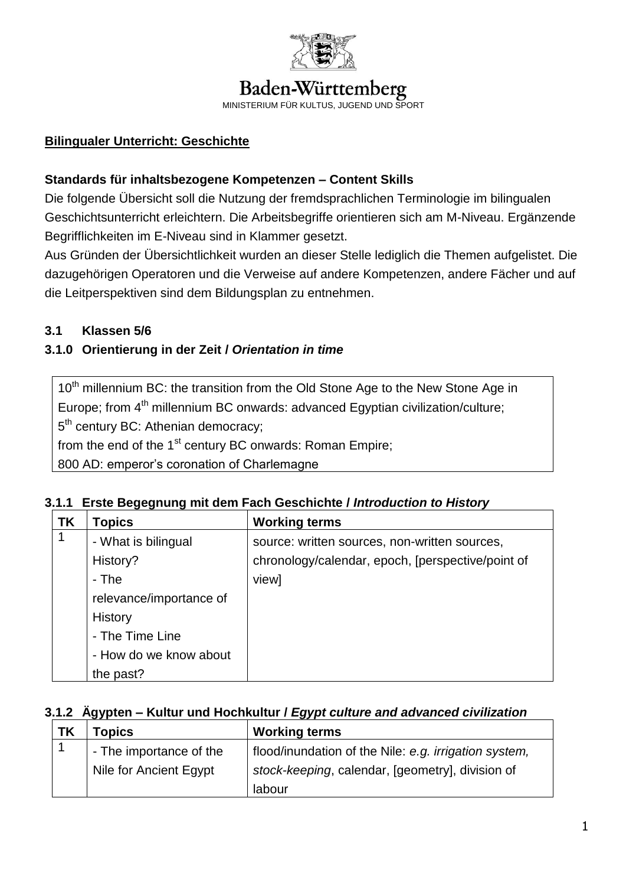Baden-Württemberg

MINISTERIUM FÜR KULTUS, JUGEND UND SPORT

**Bilingualer Unterricht: Geschichte**

**Standards für inhaltsbezogene Kompetenzen – Content Skills**

Die folgende Übersicht soll die Nutzung der fremdsprachlichen Terminologie im bilingualen Geschichtsunterricht erleichtern. Die Arbeitsbegriffe orientieren sich am M-Niveau. Ergänzende Begrifflichkeiten im E-Niveau sind in Klammer gesetzt.

Aus Gründen der Übersichtlichkeit wurden an dieser Stelle lediglich die Themen aufgelistet. Die dazugehörigen Operatoren und die Verweise auf andere Kompetenzen, andere Fächer und auf die Leitperspektiven sind dem Bildungsplan zu entnehmen.

## 3.1 Klassen 5/6

### 3.1.0 Orientierung in der Zeit / *Orientation in time*

| |
|---|
| 10th millennium BC: the transition from the Old Stone Age to the New Stone Age in Europe; from 4th millennium BC onwards: advanced Egyptian civilization/culture;<br>5th century BC: Athenian democracy;<br>from the end of the 1st century BC onwards: Roman Empire;<br>800 AD: emperor's coronation of Charlemagne |

### 3.1.1 Erste Begegnung mit dem Fach Geschichte / *Introduction to History*

| TK | Topics | Working terms |
|---|---|---|
| 1 | - What is bilingual History?<br>- The relevance/importance of History<br>- The Time Line<br>- How do we know about the past? | source: written sources, non-written sources, chronology/calendar, epoch, [perspective/point of view] |

### 3.1.2 Ägypten – Kultur und Hochkultur / *Egypt culture and advanced civilization*

| TK | Topics | Working terms |
|---|---|---|
| 1 | - The importance of the Nile for Ancient Egypt | flood/inundation of the Nile: *e.g. irrigation system, stock-keeping*, calendar, [geometry], division of labour |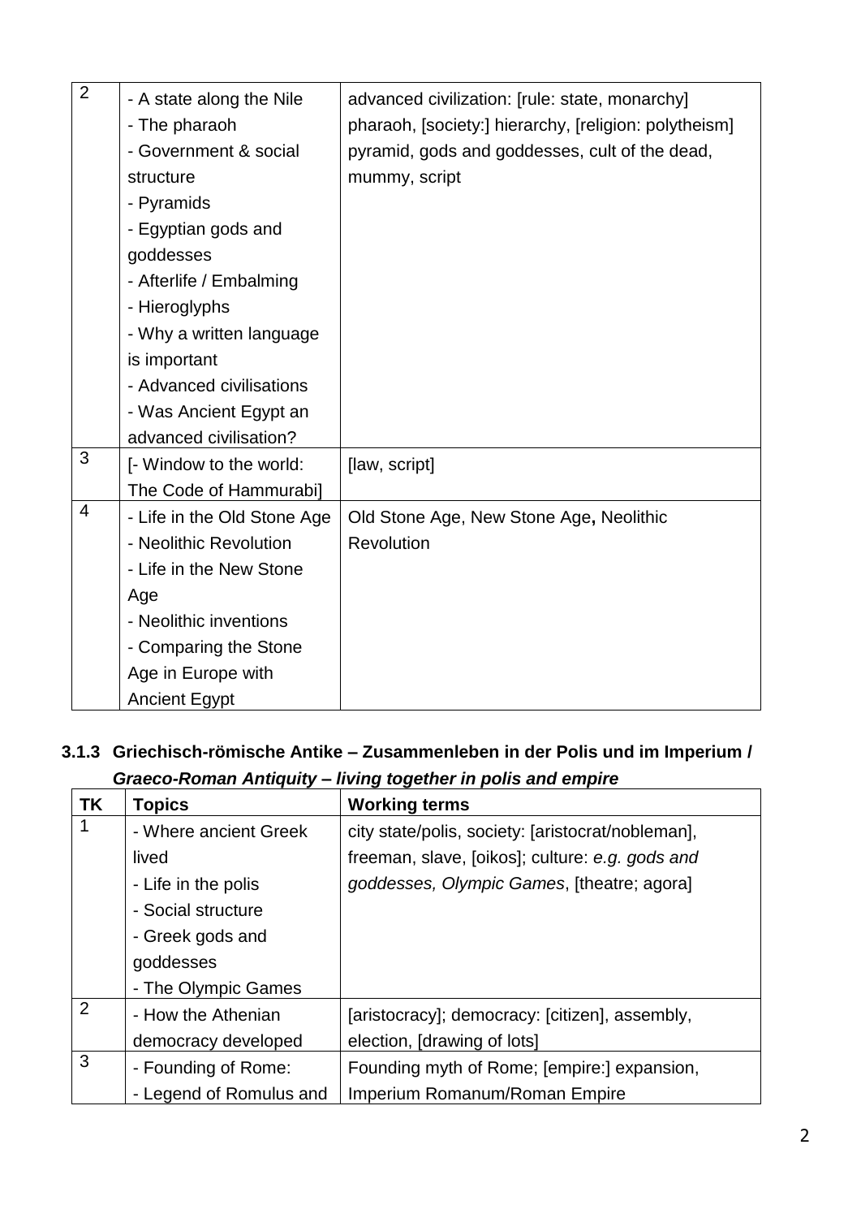| | | |
|---|---|---|
| 2 | - A state along the Nile<br>- The pharaoh<br>- Government & social structure<br>- Pyramids<br>- Egyptian gods and goddesses<br>- Afterlife / Embalming<br>- Hieroglyphs<br>- Why a written language is important<br>- Advanced civilisations<br>- Was Ancient Egypt an advanced civilisation? | advanced civilization: [rule: state, monarchy] pharaoh, [society:] hierarchy, [religion: polytheism] pyramid, gods and goddesses, cult of the dead, mummy, script |
| 3 | [- Window to the world: The Code of Hammurabi] | [law, script] |
| 4 | - Life in the Old Stone Age<br>- Neolithic Revolution<br>- Life in the New Stone Age<br>- Neolithic inventions<br>- Comparing the Stone Age in Europe with Ancient Egypt | Old Stone Age, New Stone Age**,** Neolithic Revolution |

### 3.1.3 Griechisch-römische Antike – Zusammenleben in der Polis und im Imperium / *Graeco-Roman Antiquity – living together in polis and empire*

| TK | Topics | Working terms |
|---|---|---|
| 1 | - Where ancient Greek lived<br>- Life in the polis<br>- Social structure<br>- Greek gods and goddesses<br>- The Olympic Games | city state/polis, society: [aristocrat/nobleman], freeman, slave, [oikos]; culture: *e.g. gods and goddesses, Olympic Games*, [theatre; agora] |
| 2 | - How the Athenian democracy developed | [aristocracy]; democracy: [citizen], assembly, election, [drawing of lots] |
| 3 | - Founding of Rome:<br>- Legend of Romulus and | Founding myth of Rome; [empire:] expansion, Imperium Romanum/Roman Empire |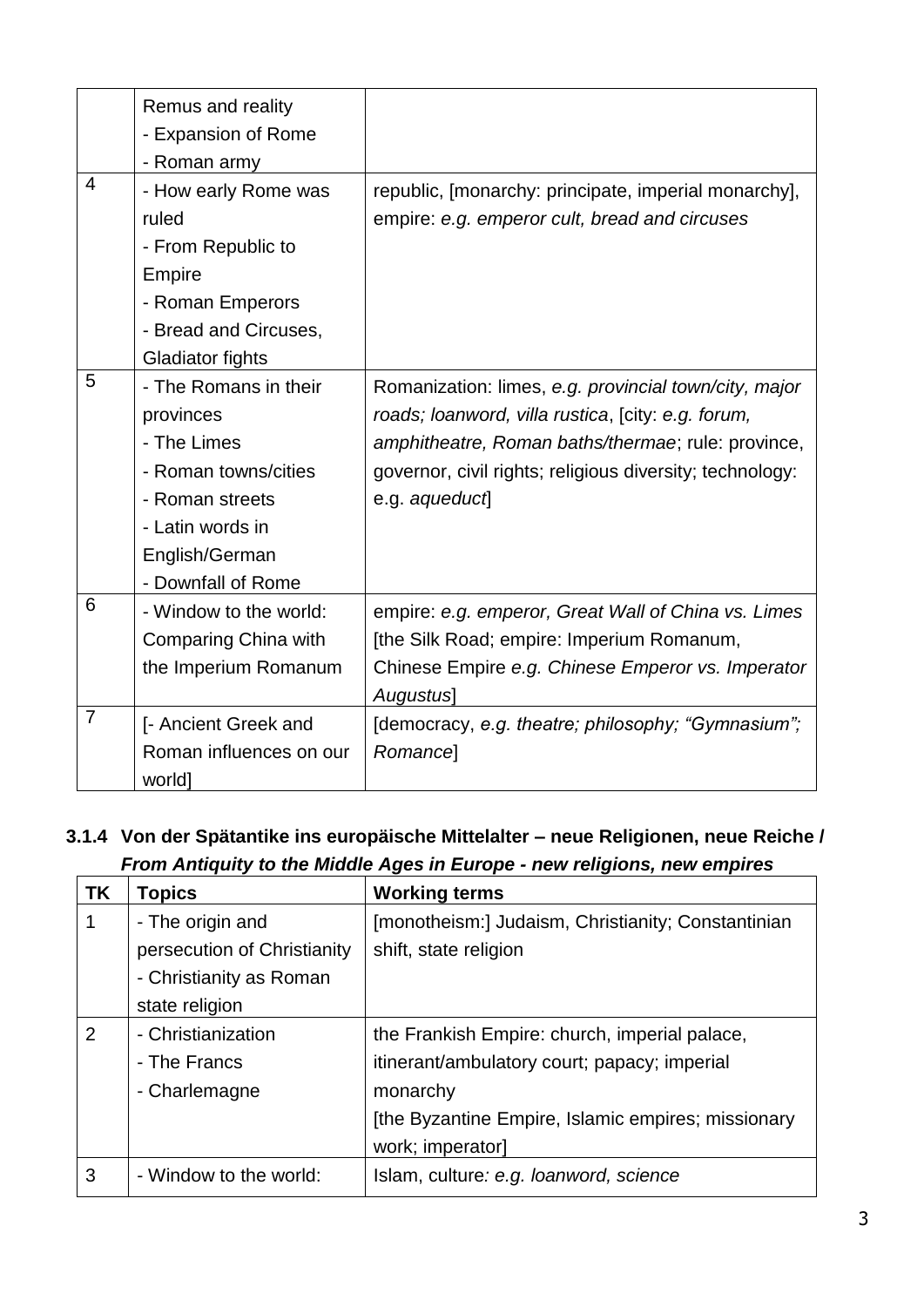| | | |
|---|---|---|
| | Remus and reality<br>- Expansion of Rome<br>- Roman army | |
| 4 | - How early Rome was ruled<br>- From Republic to Empire<br>- Roman Emperors<br>- Bread and Circuses, Gladiator fights | republic, [monarchy: principate, imperial monarchy], empire: *e.g. emperor cult, bread and circuses* |
| 5 | - The Romans in their provinces<br>- The Limes<br>- Roman towns/cities<br>- Roman streets<br>- Latin words in English/German<br>- Downfall of Rome | Romanization: limes, *e.g. provincial town/city, major roads; loanword, villa rustica*, [city: *e.g. forum, amphitheatre, Roman baths/thermae*; rule: province, governor, civil rights; religious diversity; technology: e.g. *aqueduct*] |
| 6 | - Window to the world: Comparing China with the Imperium Romanum | empire: *e.g. emperor, Great Wall of China vs. Limes* [the Silk Road; empire: Imperium Romanum, Chinese Empire *e.g. Chinese Emperor vs. Imperator Augustus*] |
| 7 | [- Ancient Greek and Roman influences on our world] | [democracy, *e.g. theatre; philosophy; "Gymnasium"; Romance*] |

### 3.1.4 Von der Spätantike ins europäische Mittelalter – neue Religionen, neue Reiche / *From Antiquity to the Middle Ages in Europe - new religions, new empires*

| TK | Topics | Working terms |
|---|---|---|
| 1 | - The origin and persecution of Christianity<br>- Christianity as Roman state religion | [monotheism:] Judaism, Christianity; Constantinian shift, state religion |
| 2 | - Christianization<br>- The Francs<br>- Charlemagne | the Frankish Empire: church, imperial palace, itinerant/ambulatory court; papacy; imperial monarchy<br>[the Byzantine Empire, Islamic empires; missionary work; imperator] |
| 3 | - Window to the world: | Islam, culture*: e.g. loanword, science* |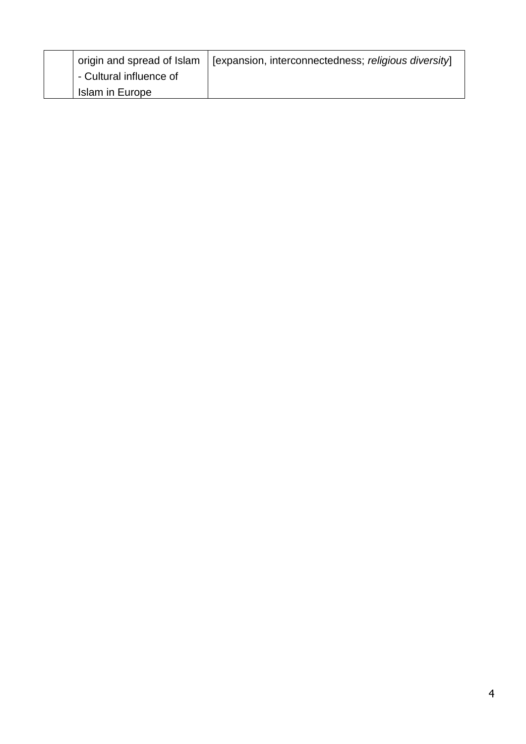| | | |
|---|---|---|
| | origin and spread of Islam<br>- Cultural influence of Islam in Europe | [expansion, interconnectedness; *religious diversity*] |